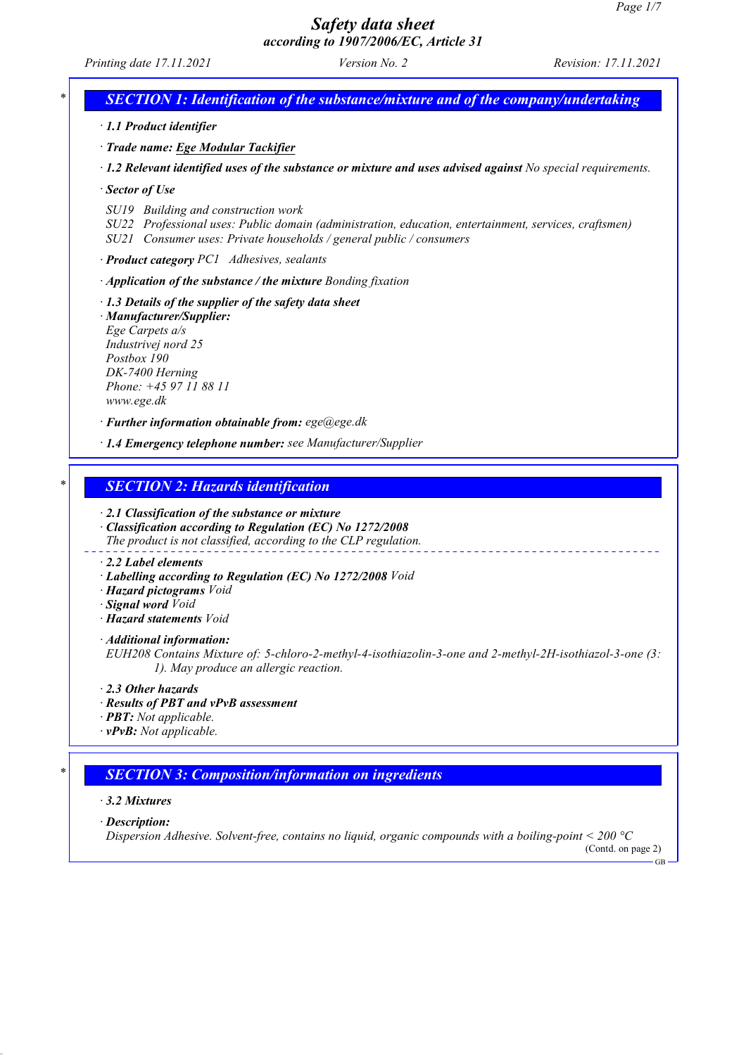# Safety data sheet
## according to 1907/2006/EC, Article 31

Printing date 17.11.2021 | Version No. 2 | Revision: 17.11.2021

## * SECTION 1: Identification of the substance/mixture and of the company/undertaking

· **1.1 Product identifier**

· **Trade name: Ege Modular Tackifier**

· **1.2 Relevant identified uses of the substance or mixture and uses advised against** No special requirements.

· **Sector of Use**

SU19 Building and construction work
SU22 Professional uses: Public domain (administration, education, entertainment, services, craftsmen)
SU21 Consumer uses: Private households / general public / consumers

· **Product category** PC1 Adhesives, sealants

· **Application of the substance / the mixture** Bonding fixation

· **1.3 Details of the supplier of the safety data sheet**
· **Manufacturer/Supplier:**
Ege Carpets a/s
Industrivej nord 25
Postbox 190
DK-7400 Herning
Phone: +45 97 11 88 11
www.ege.dk

· **Further information obtainable from:** ege@ege.dk

· **1.4 Emergency telephone number:** see Manufacturer/Supplier

## * SECTION 2: Hazards identification

· **2.1 Classification of the substance or mixture**
· **Classification according to Regulation (EC) No 1272/2008**
The product is not classified, according to the CLP regulation.

· **2.2 Label elements**
· **Labelling according to Regulation (EC) No 1272/2008** Void
· **Hazard pictograms** Void
· **Signal word** Void
· **Hazard statements** Void

· **Additional information:**
EUH208 Contains Mixture of: 5-chloro-2-methyl-4-isothiazolin-3-one and 2-methyl-2H-isothiazol-3-one (3:1). May produce an allergic reaction.

· **2.3 Other hazards**
· **Results of PBT and vPvB assessment**
· **PBT:** Not applicable.
· **vPvB:** Not applicable.

## * SECTION 3: Composition/information on ingredients

· **3.2 Mixtures**

· **Description:**
Dispersion Adhesive. Solvent-free, contains no liquid, organic compounds with a boiling-point < 200 °C

(Contd. on page 2)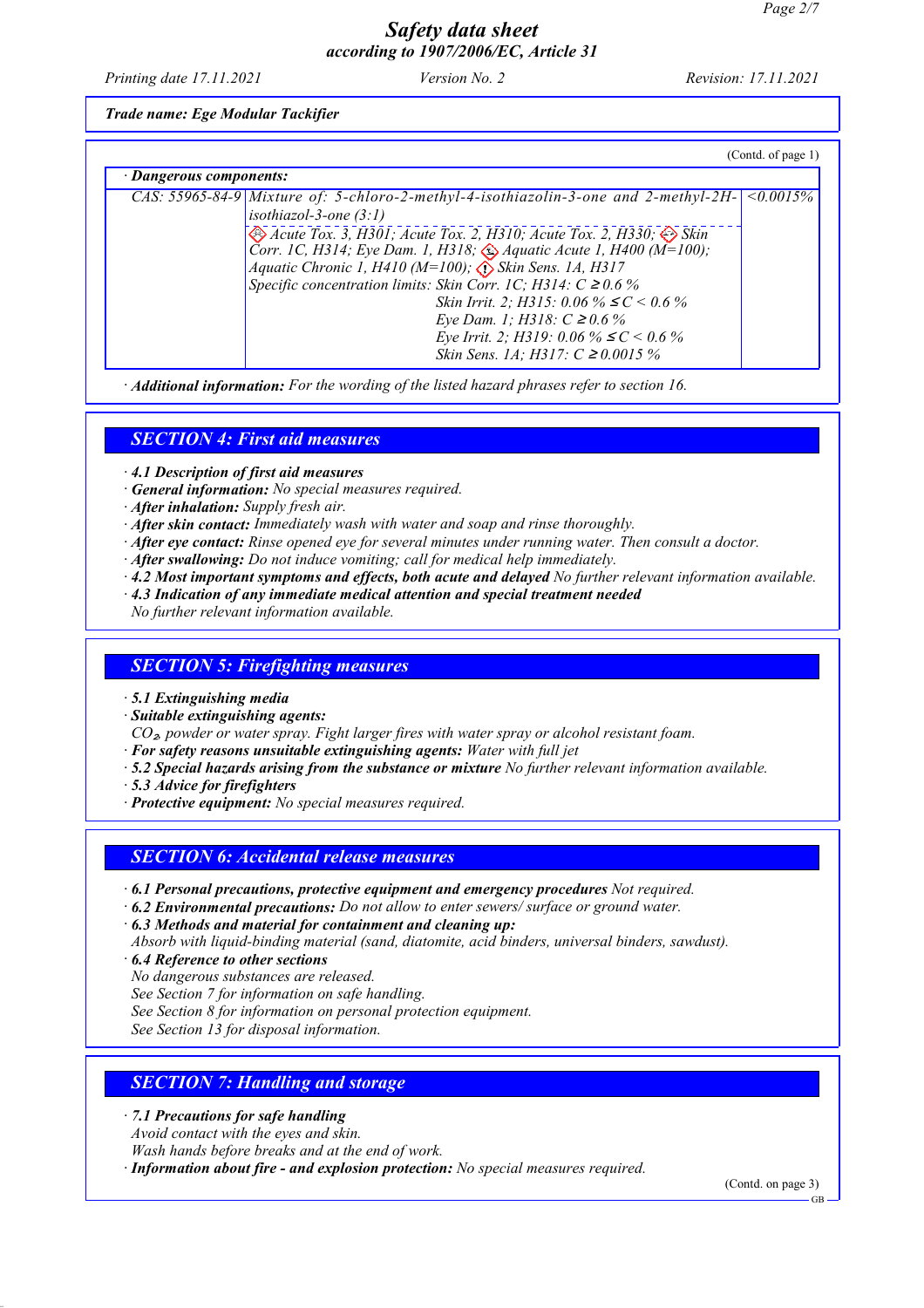**Trade name: Ege Modular Tackifier**

(Contd. of page 1)

· **Dangerous components:**

| | | |
|---|---|---|
| CAS: 55965-84-9 | Mixture of: 5-chloro-2-methyl-4-isothiazolin-3-one and 2-methyl-2H-isothiazol-3-one (3:1)<br>Acute Tox. 3, H301; Acute Tox. 2, H310; Acute Tox. 2, H330; Skin Corr. 1C, H314; Eye Dam. 1, H318; Aquatic Acute 1, H400 (M=100); Aquatic Chronic 1, H410 (M=100); Skin Sens. 1A, H317<br>Specific concentration limits: Skin Corr. 1C; H314: C ≥ 0.6 %<br>Skin Irrit. 2; H315: 0.06 % ≤ C < 0.6 %<br>Eye Dam. 1; H318: C ≥ 0.6 %<br>Eye Irrit. 2; H319: 0.06 % ≤ C < 0.6 %<br>Skin Sens. 1A; H317: C ≥ 0.0015 % | <0.0015% |

· **Additional information:** For the wording of the listed hazard phrases refer to section 16.

## SECTION 4: First aid measures

· **4.1 Description of first aid measures**
· **General information:** No special measures required.
· **After inhalation:** Supply fresh air.
· **After skin contact:** Immediately wash with water and soap and rinse thoroughly.
· **After eye contact:** Rinse opened eye for several minutes under running water. Then consult a doctor.
· **After swallowing:** Do not induce vomiting; call for medical help immediately.
· **4.2 Most important symptoms and effects, both acute and delayed** No further relevant information available.
· **4.3 Indication of any immediate medical attention and special treatment needed**
No further relevant information available.

## SECTION 5: Firefighting measures

· **5.1 Extinguishing media**
· **Suitable extinguishing agents:**
$CO_2$, powder or water spray. Fight larger fires with water spray or alcohol resistant foam.
· **For safety reasons unsuitable extinguishing agents:** Water with full jet
· **5.2 Special hazards arising from the substance or mixture** No further relevant information available.
· **5.3 Advice for firefighters**
· **Protective equipment:** No special measures required.

## SECTION 6: Accidental release measures

· **6.1 Personal precautions, protective equipment and emergency procedures** Not required.
· **6.2 Environmental precautions:** Do not allow to enter sewers/ surface or ground water.
· **6.3 Methods and material for containment and cleaning up:**
Absorb with liquid-binding material (sand, diatomite, acid binders, universal binders, sawdust).
· **6.4 Reference to other sections**
No dangerous substances are released.
See Section 7 for information on safe handling.
See Section 8 for information on personal protection equipment.
See Section 13 for disposal information.

## SECTION 7: Handling and storage

· **7.1 Precautions for safe handling**
Avoid contact with the eyes and skin.
Wash hands before breaks and at the end of work.
· **Information about fire - and explosion protection:** No special measures required.

(Contd. on page 3)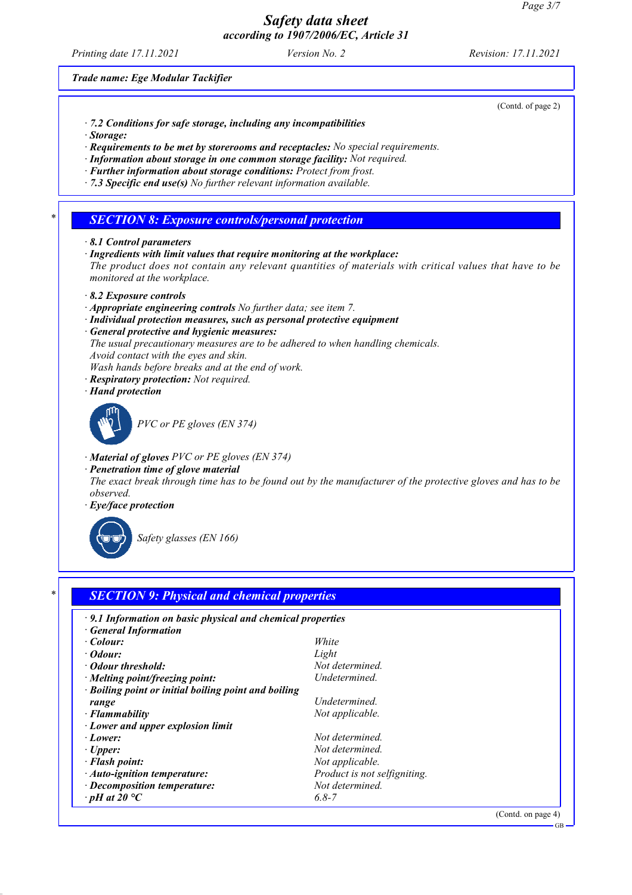Trade name: Ege Modular Tackifier

(Contd. of page 2)

· 7.2 Conditions for safe storage, including any incompatibilities
· Storage:
· **Requirements to be met by storerooms and receptacles:** No special requirements.
· **Information about storage in one common storage facility:** Not required.
· **Further information about storage conditions:** Protect from frost.
· **7.3 Specific end use(s)** No further relevant information available.

## SECTION 8: Exposure controls/personal protection

· **8.1 Control parameters**
· **Ingredients with limit values that require monitoring at the workplace:**
The product does not contain any relevant quantities of materials with critical values that have to be monitored at the workplace.

· **8.2 Exposure controls**
· **Appropriate engineering controls** No further data; see item 7.
· **Individual protection measures, such as personal protective equipment**
· **General protective and hygienic measures:**
The usual precautionary measures are to be adhered to when handling chemicals.
Avoid contact with the eyes and skin.
Wash hands before breaks and at the end of work.
· **Respiratory protection:** Not required.
· **Hand protection**

PVC or PE gloves (EN 374)

· **Material of gloves** PVC or PE gloves (EN 374)
· **Penetration time of glove material**
The exact break through time has to be found out by the manufacturer of the protective gloves and has to be observed.
· **Eye/face protection**

Safety glasses (EN 166)

## SECTION 9: Physical and chemical properties

| · 9.1 Information on basic physical and chemical properties | |
|---|---|
| · General Information | |
| · Colour: | White |
| · Odour: | Light |
| · Odour threshold: | Not determined. |
| · Melting point/freezing point: | Undetermined. |
| · Boiling point or initial boiling point and boiling range | Undetermined. |
| · Flammability | Not applicable. |
| · Lower and upper explosion limit | |
| · Lower: | Not determined. |
| · Upper: | Not determined. |
| · Flash point: | Not applicable. |
| · Auto-ignition temperature: | Product is not selfigniting. |
| · Decomposition temperature: | Not determined. |
| · pH at 20 °C | 6.8-7 |

(Contd. on page 4)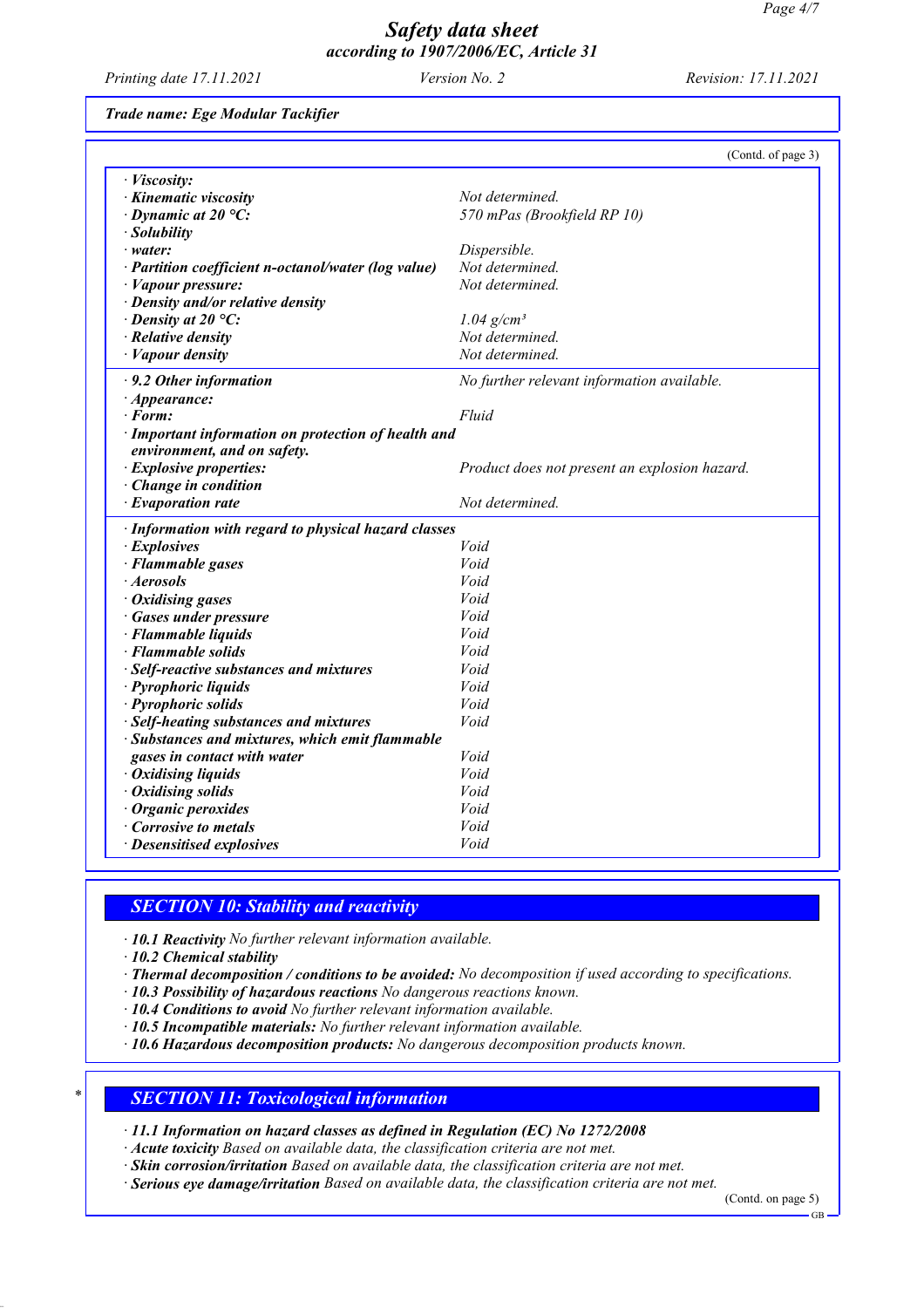**Trade name: Ege Modular Tackifier**

(Contd. of page 3)

| | |
|---|---|
| · ***Viscosity:*** | |
| · ***Kinematic viscosity*** | *Not determined.* |
| · ***Dynamic at 20 °C:*** | *570 mPas (Brookfield RP 10)* |
| · ***Solubility*** | |
| · ***water:*** | *Dispersible.* |
| · ***Partition coefficient n-octanol/water (log value)*** | *Not determined.* |
| · ***Vapour pressure:*** | *Not determined.* |
| · ***Density and/or relative density*** | |
| · ***Density at 20 °C:*** | *1.04 g/cm³* |
| · ***Relative density*** | *Not determined.* |
| · ***Vapour density*** | *Not determined.* |
| · ***9.2 Other information*** | *No further relevant information available.* |
| · ***Appearance:*** | |
| · ***Form:*** | *Fluid* |
| · ***Important information on protection of health and environment, and on safety.*** | |
| · ***Explosive properties:*** | *Product does not present an explosion hazard.* |
| · ***Change in condition*** | |
| · ***Evaporation rate*** | *Not determined.* |
| · ***Information with regard to physical hazard classes*** | |
| · ***Explosives*** | *Void* |
| · ***Flammable gases*** | *Void* |
| · ***Aerosols*** | *Void* |
| · ***Oxidising gases*** | *Void* |
| · ***Gases under pressure*** | *Void* |
| · ***Flammable liquids*** | *Void* |
| · ***Flammable solids*** | *Void* |
| · ***Self-reactive substances and mixtures*** | *Void* |
| · ***Pyrophoric liquids*** | *Void* |
| · ***Pyrophoric solids*** | *Void* |
| · ***Self-heating substances and mixtures*** | *Void* |
| · ***Substances and mixtures, which emit flammable gases in contact with water*** | *Void* |
| · ***Oxidising liquids*** | *Void* |
| · ***Oxidising solids*** | *Void* |
| · ***Organic peroxides*** | *Void* |
| · ***Corrosive to metals*** | *Void* |
| · ***Desensitised explosives*** | *Void* |

## *SECTION 10: Stability and reactivity*

· ***10.1 Reactivity*** *No further relevant information available.*
· ***10.2 Chemical stability***
· ***Thermal decomposition / conditions to be avoided:*** *No decomposition if used according to specifications.*
· ***10.3 Possibility of hazardous reactions*** *No dangerous reactions known.*
· ***10.4 Conditions to avoid*** *No further relevant information available.*
· ***10.5 Incompatible materials:*** *No further relevant information available.*
· ***10.6 Hazardous decomposition products:*** *No dangerous decomposition products known.*

## \* *SECTION 11: Toxicological information*

· ***11.1 Information on hazard classes as defined in Regulation (EC) No 1272/2008***
· ***Acute toxicity*** *Based on available data, the classification criteria are not met.*
· ***Skin corrosion/irritation*** *Based on available data, the classification criteria are not met.*
· ***Serious eye damage/irritation*** *Based on available data, the classification criteria are not met.*

(Contd. on page 5)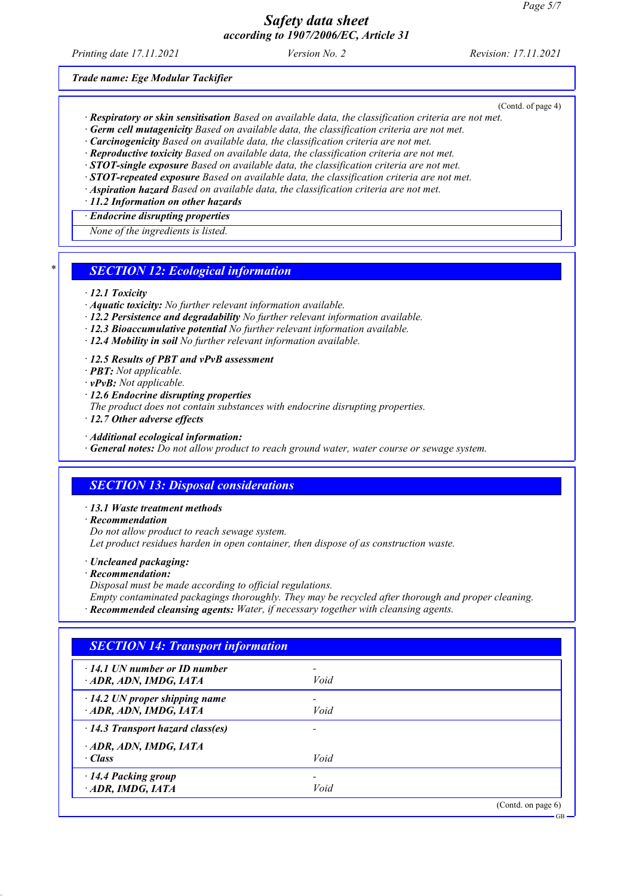(Contd. of page 4)

· **Respiratory or skin sensitisation** *Based on available data, the classification criteria are not met.*
· **Germ cell mutagenicity** *Based on available data, the classification criteria are not met.*
· **Carcinogenicity** *Based on available data, the classification criteria are not met.*
· **Reproductive toxicity** *Based on available data, the classification criteria are not met.*
· **STOT-single exposure** *Based on available data, the classification criteria are not met.*
· **STOT-repeated exposure** *Based on available data, the classification criteria are not met.*
· **Aspiration hazard** *Based on available data, the classification criteria are not met.*
· **11.2 Information on other hazards**

· **Endocrine disrupting properties**

*None of the ingredients is listed.*

## * SECTION 12: Ecological information

· **12.1 Toxicity**
· **Aquatic toxicity:** *No further relevant information available.*
· **12.2 Persistence and degradability** *No further relevant information available.*
· **12.3 Bioaccumulative potential** *No further relevant information available.*
· **12.4 Mobility in soil** *No further relevant information available.*

· **12.5 Results of PBT and vPvB assessment**
· **PBT:** *Not applicable.*
· **vPvB:** *Not applicable.*
· **12.6 Endocrine disrupting properties**
*The product does not contain substances with endocrine disrupting properties.*
· **12.7 Other adverse effects**

· **Additional ecological information:**
· **General notes:** *Do not allow product to reach ground water, water course or sewage system.*

## SECTION 13: Disposal considerations

· **13.1 Waste treatment methods**
· **Recommendation**
*Do not allow product to reach sewage system.*
*Let product residues harden in open container, then dispose of as construction waste.*

· **Uncleaned packaging:**
· **Recommendation:**
*Disposal must be made according to official regulations.*
*Empty contaminated packagings thoroughly. They may be recycled after thorough and proper cleaning.*
· **Recommended cleansing agents:** *Water, if necessary together with cleansing agents.*

## SECTION 14: Transport information

| | |
|---|---|
| · **14.1 UN number or ID number** | - |
| · **ADR, ADN, IMDG, IATA** | *Void* |
| · **14.2 UN proper shipping name** | - |
| · **ADR, ADN, IMDG, IATA** | *Void* |
| · **14.3 Transport hazard class(es)** | - |
| · **ADR, ADN, IMDG, IATA** | |
| · **Class** | *Void* |
| · **14.4 Packing group** | - |
| · **ADR, IMDG, IATA** | *Void* |

(Contd. on page 6)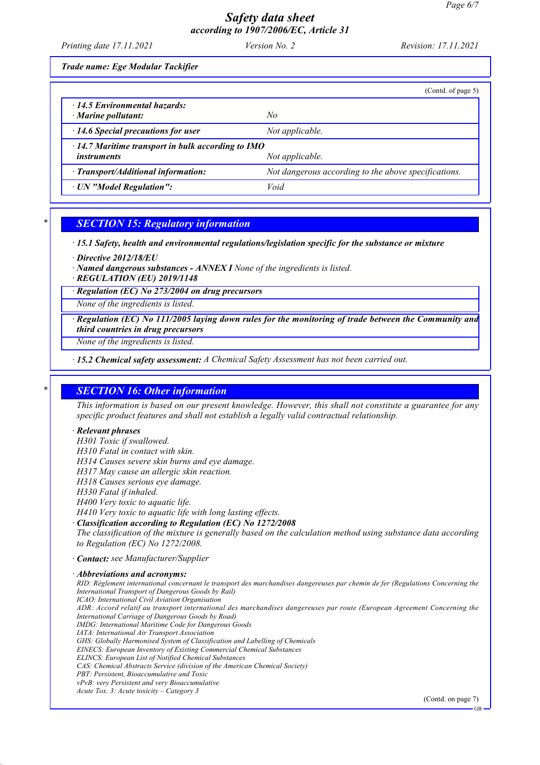*Trade name: Ege Modular Tackifier*

(Contd. of page 5)

| | |
|---|---|
| · **14.5 Environmental hazards:** · **Marine pollutant:** | No |
| · **14.6 Special precautions for user** | Not applicable. |
| · **14.7 Maritime transport in bulk according to IMO instruments** | Not applicable. |
| · **Transport/Additional information:** | Not dangerous according to the above specifications. |
| · **UN "Model Regulation":** | Void |

## * SECTION 15: Regulatory information

· **15.1 Safety, health and environmental regulations/legislation specific for the substance or mixture**

· **Directive 2012/18/EU**
· **Named dangerous substances - ANNEX I** None of the ingredients is listed.
· **REGULATION (EU) 2019/1148**

· **Regulation (EC) No 273/2004 on drug precursors**
None of the ingredients is listed.

· **Regulation (EC) No 111/2005 laying down rules for the monitoring of trade between the Community and third countries in drug precursors**
None of the ingredients is listed.

· **15.2 Chemical safety assessment:** A Chemical Safety Assessment has not been carried out.

## * SECTION 16: Other information

This information is based on our present knowledge. However, this shall not constitute a guarantee for any specific product features and shall not establish a legally valid contractual relationship.

· **Relevant phrases**
H301 Toxic if swallowed.
H310 Fatal in contact with skin.
H314 Causes severe skin burns and eye damage.
H317 May cause an allergic skin reaction.
H318 Causes serious eye damage.
H330 Fatal if inhaled.
H400 Very toxic to aquatic life.
H410 Very toxic to aquatic life with long lasting effects.

· **Classification according to Regulation (EC) No 1272/2008**
The classification of the mixture is generally based on the calculation method using substance data according to Regulation (EC) No 1272/2008.

· **Contact:** see Manufacturer/Supplier

· **Abbreviations and acronyms:**
RID: Règlement international concernant le transport des marchandises dangereuses par chemin de fer (Regulations Concerning the International Transport of Dangerous Goods by Rail)
ICAO: International Civil Aviation Organisation
ADR: Accord relatif au transport international des marchandises dangereuses par route (European Agreement Concerning the International Carriage of Dangerous Goods by Road)
IMDG: International Maritime Code for Dangerous Goods
IATA: International Air Transport Association
GHS: Globally Harmonised System of Classification and Labelling of Chemicals
EINECS: European Inventory of Existing Commercial Chemical Substances
ELINCS: European List of Notified Chemical Substances
CAS: Chemical Abstracts Service (division of the American Chemical Society)
PBT: Persistent, Bioaccumulative and Toxic
vPvB: very Persistent and very Bioaccumulative
Acute Tox. 3: Acute toxicity – Category 3

(Contd. on page 7)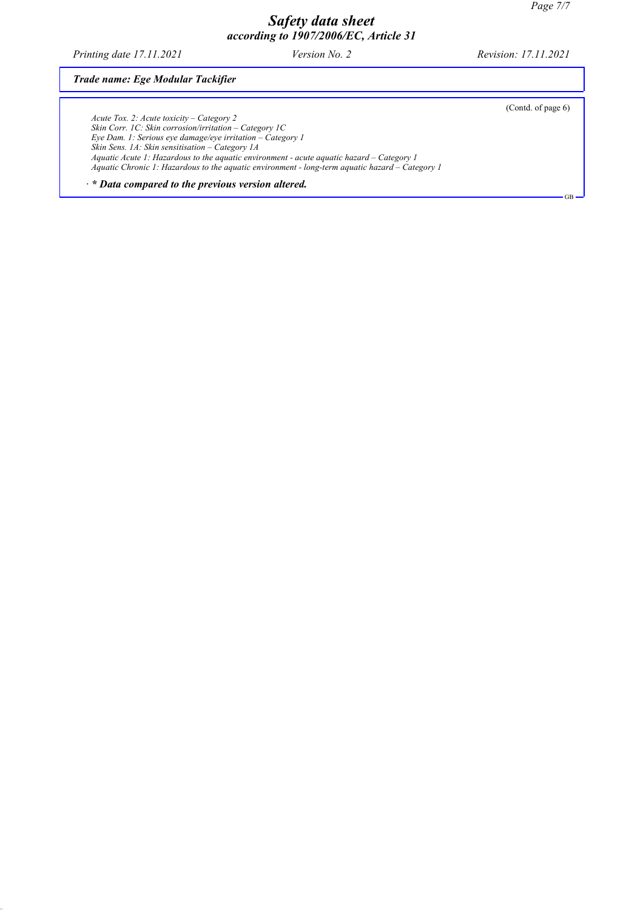(Contd. of page 6)

*Acute Tox. 2: Acute toxicity – Category 2*
*Skin Corr. 1C: Skin corrosion/irritation – Category 1C*
*Eye Dam. 1: Serious eye damage/eye irritation – Category 1*
*Skin Sens. 1A: Skin sensitisation – Category 1A*
*Aquatic Acute 1: Hazardous to the aquatic environment - acute aquatic hazard – Category 1*
*Aquatic Chronic 1: Hazardous to the aquatic environment - long-term aquatic hazard – Category 1*

· ***\* Data compared to the previous version altered.***